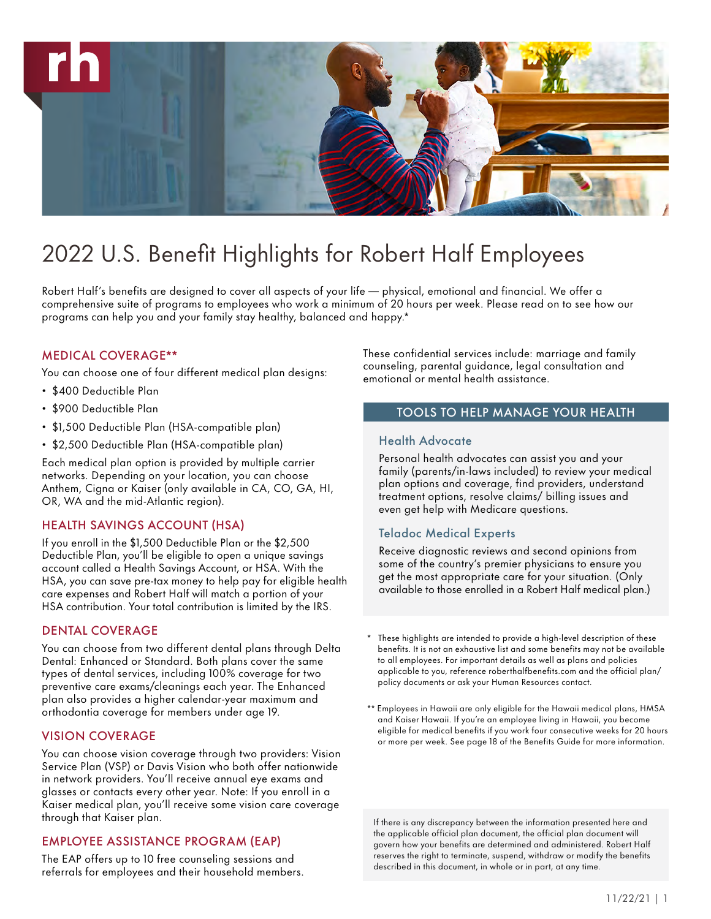# 2022 U.S. Benefit Highlights for Robert Half Employees

Robert Half's benefits are designed to cover all aspects of your life — physical, emotional and financial. We offer a comprehensive suite of programs to employees who work a minimum of 20 hours per week. Please read on to see how our programs can help you and your family stay healthy, balanced and happy.*

## MEDICAL COVERAGE**

You can choose one of four different medical plan designs:

- $400 Deductible Plan
- $900 Deductible Plan
- $1,500 Deductible Plan (HSA-compatible plan)
- $2,500 Deductible Plan (HSA-compatible plan)

Each medical plan option is provided by multiple carrier networks. Depending on your location, you can choose Anthem, Cigna or Kaiser (only available in CA, CO, GA, HI, OR, WA and the mid-Atlantic region).

## HEALTH SAVINGS ACCOUNT (HSA)

If you enroll in the $1,500 Deductible Plan or the $2,500 Deductible Plan, you'll be eligible to open a unique savings account called a Health Savings Account, or HSA. With the HSA, you can save pre-tax money to help pay for eligible health care expenses and Robert Half will match a portion of your HSA contribution. Your total contribution is limited by the IRS.

## DENTAL COVERAGE

You can choose from two different dental plans through Delta Dental: Enhanced or Standard. Both plans cover the same types of dental services, including 100% coverage for two preventive care exams/cleanings each year. The Enhanced plan also provides a higher calendar-year maximum and orthodontia coverage for members under age 19.

## VISION COVERAGE

You can choose vision coverage through two providers: Vision Service Plan (VSP) or Davis Vision who both offer nationwide in network providers. You'll receive annual eye exams and glasses or contacts every other year. Note: If you enroll in a Kaiser medical plan, you'll receive some vision care coverage through that Kaiser plan.

## EMPLOYEE ASSISTANCE PROGRAM (EAP)

The EAP offers up to 10 free counseling sessions and referrals for employees and their household members. These confidential services include: marriage and family counseling, parental guidance, legal consultation and emotional or mental health assistance.

## TOOLS TO HELP MANAGE YOUR HEALTH

### Health Advocate

Personal health advocates can assist you and your family (parents/in-laws included) to review your medical plan options and coverage, find providers, understand treatment options, resolve claims/ billing issues and even get help with Medicare questions.

### Teladoc Medical Experts

Receive diagnostic reviews and second opinions from some of the country's premier physicians to ensure you get the most appropriate care for your situation. (Only available to those enrolled in a Robert Half medical plan.)

\* These highlights are intended to provide a high-level description of these benefits. It is not an exhaustive list and some benefits may not be available to all employees. For important details as well as plans and policies applicable to you, reference roberthalfbenefits.com and the official plan/policy documents or ask your Human Resources contact.

** Employees in Hawaii are only eligible for the Hawaii medical plans, HMSA and Kaiser Hawaii. If you're an employee living in Hawaii, you become eligible for medical benefits if you work four consecutive weeks for 20 hours or more per week. See page 18 of the Benefits Guide for more information.

If there is any discrepancy between the information presented here and the applicable official plan document, the official plan document will govern how your benefits are determined and administered. Robert Half reserves the right to terminate, suspend, withdraw or modify the benefits described in this document, in whole or in part, at any time.

11/22/21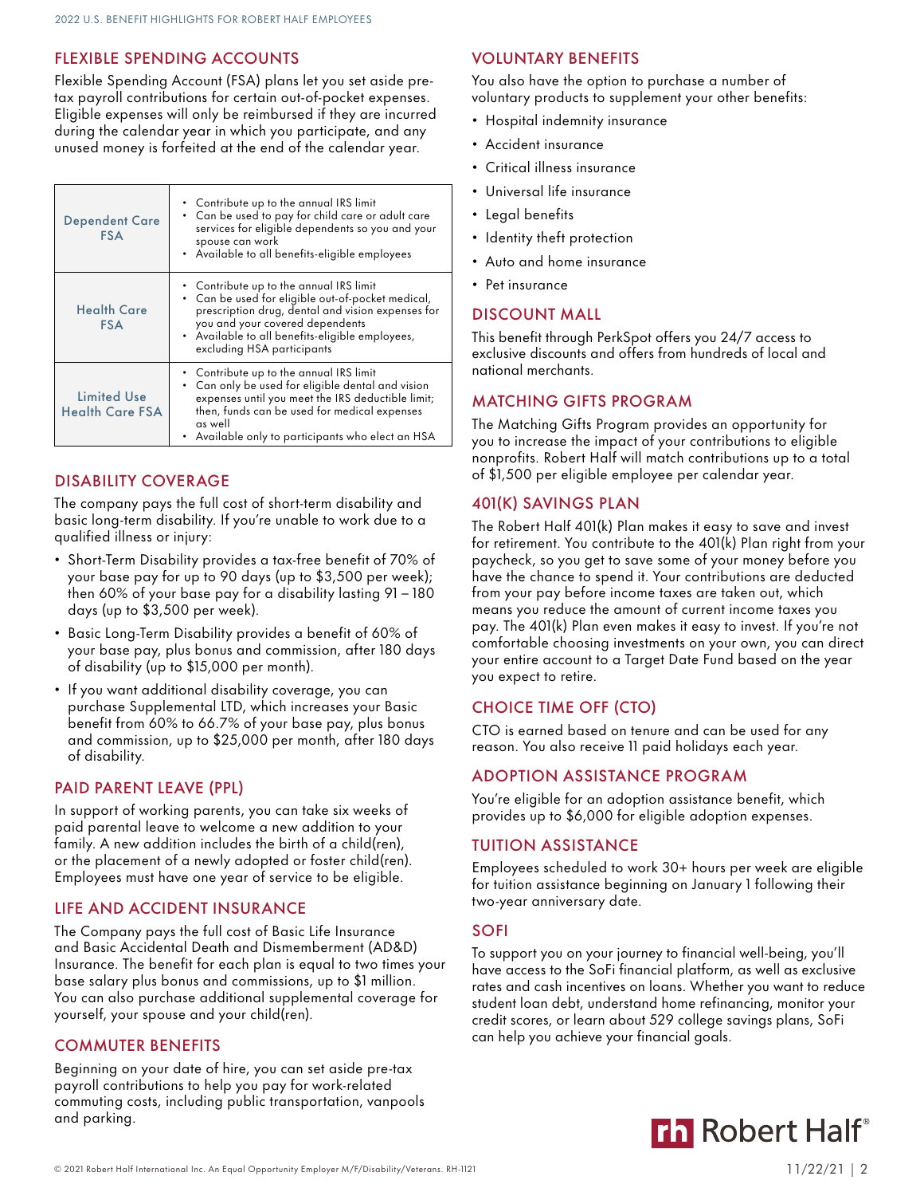## FLEXIBLE SPENDING ACCOUNTS

Flexible Spending Account (FSA) plans let you set aside pre-tax payroll contributions for certain out-of-pocket expenses. Eligible expenses will only be reimbursed if they are incurred during the calendar year in which you participate, and any unused money is forfeited at the end of the calendar year.

| | |
|---|---|
| Dependent Care FSA | • Contribute up to the annual IRS limit<br>• Can be used to pay for child care or adult care services for eligible dependents so you and your spouse can work<br>• Available to all benefits-eligible employees |
| Health Care FSA | • Contribute up to the annual IRS limit<br>• Can be used for eligible out-of-pocket medical, prescription drug, dental and vision expenses for you and your covered dependents<br>• Available to all benefits-eligible employees, excluding HSA participants |
| Limited Use Health Care FSA | • Contribute up to the annual IRS limit<br>• Can only be used for eligible dental and vision expenses until you meet the IRS deductible limit; then, funds can be used for medical expenses as well<br>• Available only to participants who elect an HSA |

## DISABILITY COVERAGE

The company pays the full cost of short-term disability and basic long-term disability. If you're unable to work due to a qualified illness or injury:

- Short-Term Disability provides a tax-free benefit of 70% of your base pay for up to 90 days (up to $3,500 per week); then 60% of your base pay for a disability lasting 91 – 180 days (up to $3,500 per week).
- Basic Long-Term Disability provides a benefit of 60% of your base pay, plus bonus and commission, after 180 days of disability (up to $15,000 per month).
- If you want additional disability coverage, you can purchase Supplemental LTD, which increases your Basic benefit from 60% to 66.7% of your base pay, plus bonus and commission, up to $25,000 per month, after 180 days of disability.

## PAID PARENT LEAVE (PPL)

In support of working parents, you can take six weeks of paid parental leave to welcome a new addition to your family. A new addition includes the birth of a child(ren), or the placement of a newly adopted or foster child(ren). Employees must have one year of service to be eligible.

## LIFE AND ACCIDENT INSURANCE

The Company pays the full cost of Basic Life Insurance and Basic Accidental Death and Dismemberment (AD&D) Insurance. The benefit for each plan is equal to two times your base salary plus bonus and commissions, up to $1 million. You can also purchase additional supplemental coverage for yourself, your spouse and your child(ren).

## COMMUTER BENEFITS

Beginning on your date of hire, you can set aside pre-tax payroll contributions to help you pay for work-related commuting costs, including public transportation, vanpools and parking.

## VOLUNTARY BENEFITS

You also have the option to purchase a number of voluntary products to supplement your other benefits:

- Hospital indemnity insurance
- Accident insurance
- Critical illness insurance
- Universal life insurance
- Legal benefits
- Identity theft protection
- Auto and home insurance
- Pet insurance

## DISCOUNT MALL

This benefit through PerkSpot offers you 24/7 access to exclusive discounts and offers from hundreds of local and national merchants.

## MATCHING GIFTS PROGRAM

The Matching Gifts Program provides an opportunity for you to increase the impact of your contributions to eligible nonprofits. Robert Half will match contributions up to a total of $1,500 per eligible employee per calendar year.

## 401(K) SAVINGS PLAN

The Robert Half 401(k) Plan makes it easy to save and invest for retirement. You contribute to the 401(k) Plan right from your paycheck, so you get to save some of your money before you have the chance to spend it. Your contributions are deducted from your pay before income taxes are taken out, which means you reduce the amount of current income taxes you pay. The 401(k) Plan even makes it easy to invest. If you're not comfortable choosing investments on your own, you can direct your entire account to a Target Date Fund based on the year you expect to retire.

## CHOICE TIME OFF (CTO)

CTO is earned based on tenure and can be used for any reason. You also receive 11 paid holidays each year.

## ADOPTION ASSISTANCE PROGRAM

You're eligible for an adoption assistance benefit, which provides up to $6,000 for eligible adoption expenses.

## TUITION ASSISTANCE

Employees scheduled to work 30+ hours per week are eligible for tuition assistance beginning on January 1 following their two-year anniversary date.

## SOFI

To support you on your journey to financial well-being, you'll have access to the SoFi financial platform, as well as exclusive rates and cash incentives on loans. Whether you want to reduce student loan debt, understand home refinancing, monitor your credit scores, or learn about 529 college savings plans, SoFi can help you achieve your financial goals.

Robert Half®

© 2021 Robert Half International Inc. An Equal Opportunity Employer M/F/Disability/Veterans. RH-1121